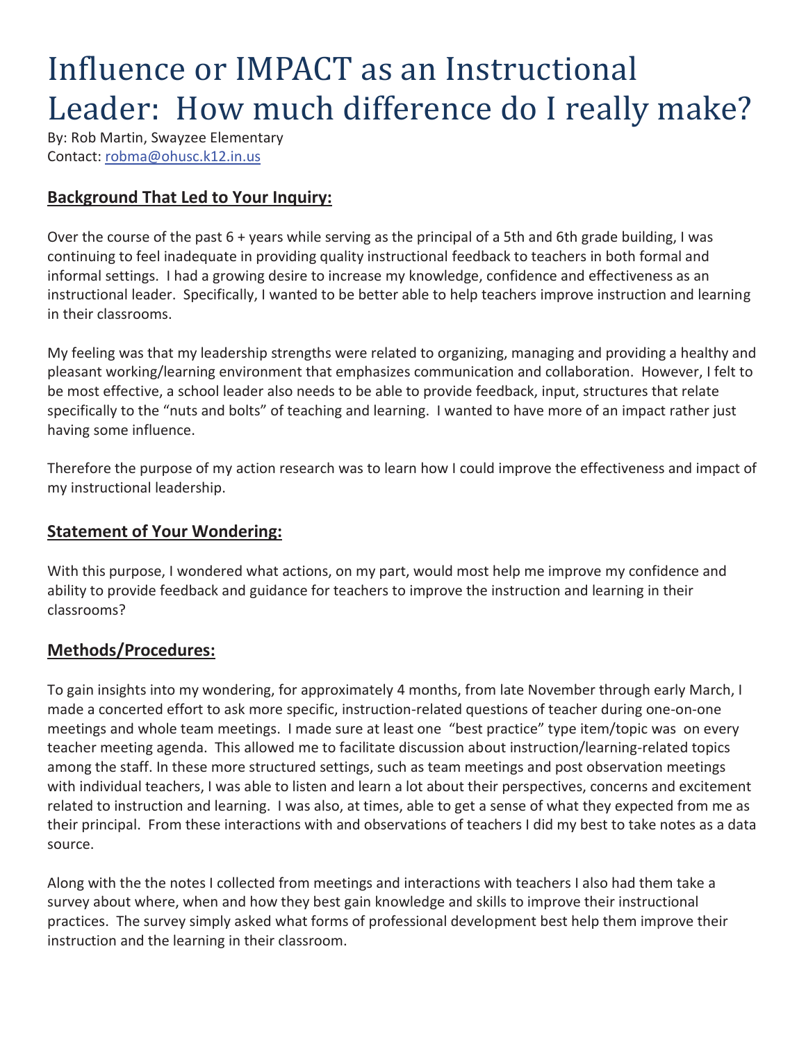# Influence or IMPACT as an Instructional Leader: How much difference do I really make?

By: Rob Martin, Swayzee Elementary
Contact: [robma@ohusc.k12.in.us](mailto:robma@ohusc.k12.in.us)

## **Background That Led to Your Inquiry:**

Over the course of the past 6 + years while serving as the principal of a 5th and 6th grade building, I was continuing to feel inadequate in providing quality instructional feedback to teachers in both formal and informal settings. I had a growing desire to increase my knowledge, confidence and effectiveness as an instructional leader. Specifically, I wanted to be better able to help teachers improve instruction and learning in their classrooms.

My feeling was that my leadership strengths were related to organizing, managing and providing a healthy and pleasant working/learning environment that emphasizes communication and collaboration. However, I felt to be most effective, a school leader also needs to be able to provide feedback, input, structures that relate specifically to the "nuts and bolts" of teaching and learning. I wanted to have more of an impact rather just having some influence.

Therefore the purpose of my action research was to learn how I could improve the effectiveness and impact of my instructional leadership.

## **Statement of Your Wondering:**

With this purpose, I wondered what actions, on my part, would most help me improve my confidence and ability to provide feedback and guidance for teachers to improve the instruction and learning in their classrooms?

## **Methods/Procedures:**

To gain insights into my wondering, for approximately 4 months, from late November through early March, I made a concerted effort to ask more specific, instruction-related questions of teacher during one-on-one meetings and whole team meetings. I made sure at least one "best practice" type item/topic was on every teacher meeting agenda. This allowed me to facilitate discussion about instruction/learning-related topics among the staff. In these more structured settings, such as team meetings and post observation meetings with individual teachers, I was able to listen and learn a lot about their perspectives, concerns and excitement related to instruction and learning. I was also, at times, able to get a sense of what they expected from me as their principal. From these interactions with and observations of teachers I did my best to take notes as a data source.

Along with the the notes I collected from meetings and interactions with teachers I also had them take a survey about where, when and how they best gain knowledge and skills to improve their instructional practices. The survey simply asked what forms of professional development best help them improve their instruction and the learning in their classroom.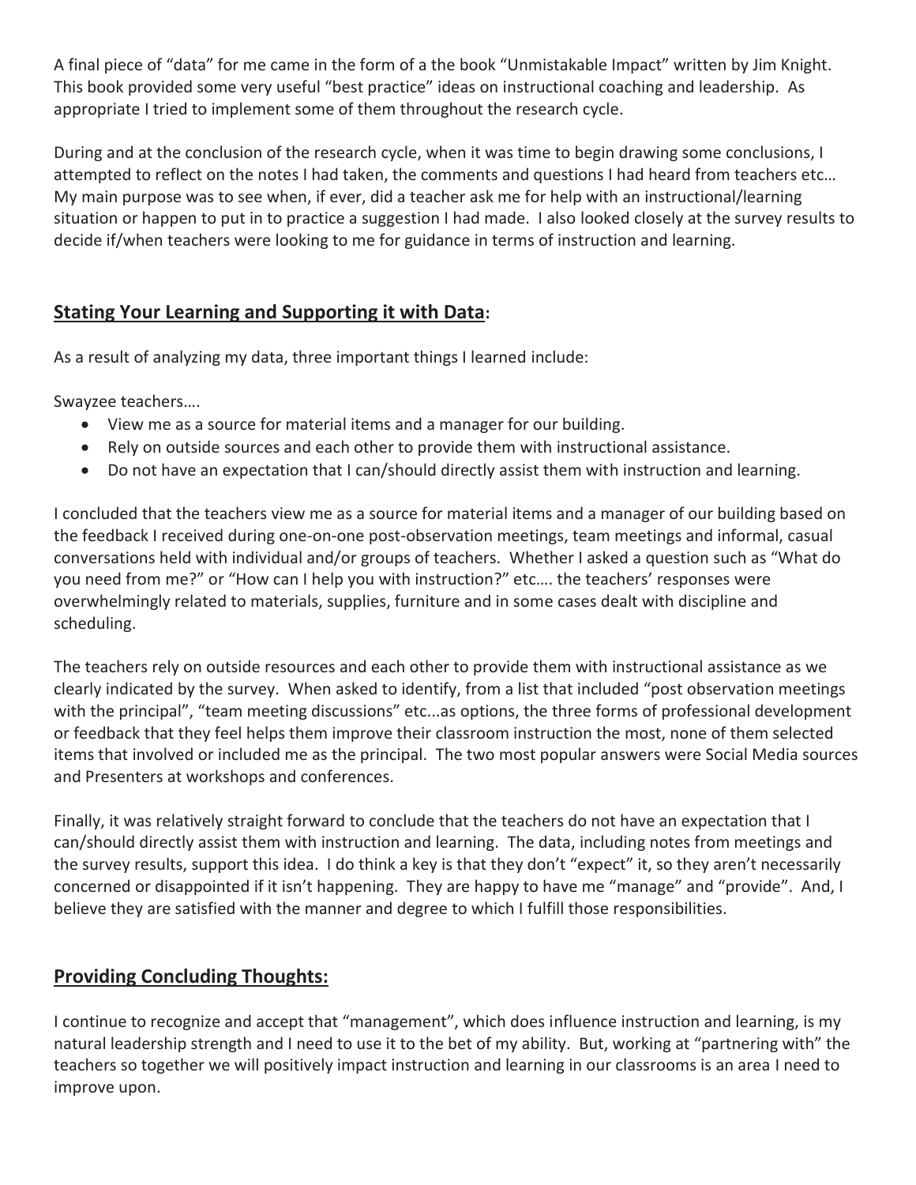A final piece of "data" for me came in the form of a the book "Unmistakable Impact" written by Jim Knight. This book provided some very useful "best practice" ideas on instructional coaching and leadership. As appropriate I tried to implement some of them throughout the research cycle.

During and at the conclusion of the research cycle, when it was time to begin drawing some conclusions, I attempted to reflect on the notes I had taken, the comments and questions I had heard from teachers etc… My main purpose was to see when, if ever, did a teacher ask me for help with an instructional/learning situation or happen to put in to practice a suggestion I had made. I also looked closely at the survey results to decide if/when teachers were looking to me for guidance in terms of instruction and learning.

## **<u>Stating Your Learning and Supporting it with Data</u>:**

As a result of analyzing my data, three important things I learned include:

Swayzee teachers….

- View me as a source for material items and a manager for our building.
- Rely on outside sources and each other to provide them with instructional assistance.
- Do not have an expectation that I can/should directly assist them with instruction and learning.

I concluded that the teachers view me as a source for material items and a manager of our building based on the feedback I received during one-on-one post-observation meetings, team meetings and informal, casual conversations held with individual and/or groups of teachers. Whether I asked a question such as "What do you need from me?" or "How can I help you with instruction?" etc…. the teachers' responses were overwhelmingly related to materials, supplies, furniture and in some cases dealt with discipline and scheduling.

The teachers rely on outside resources and each other to provide them with instructional assistance as we clearly indicated by the survey. When asked to identify, from a list that included "post observation meetings with the principal", "team meeting discussions" etc...as options, the three forms of professional development or feedback that they feel helps them improve their classroom instruction the most, none of them selected items that involved or included me as the principal. The two most popular answers were Social Media sources and Presenters at workshops and conferences.

Finally, it was relatively straight forward to conclude that the teachers do not have an expectation that I can/should directly assist them with instruction and learning. The data, including notes from meetings and the survey results, support this idea. I do think a key is that they don't "expect" it, so they aren't necessarily concerned or disappointed if it isn't happening. They are happy to have me "manage" and "provide". And, I believe they are satisfied with the manner and degree to which I fulfill those responsibilities.

## **<u>Providing Concluding Thoughts:</u>**

I continue to recognize and accept that "management", which does influence instruction and learning, is my natural leadership strength and I need to use it to the bet of my ability. But, working at "partnering with" the teachers so together we will positively impact instruction and learning in our classrooms is an area I need to improve upon.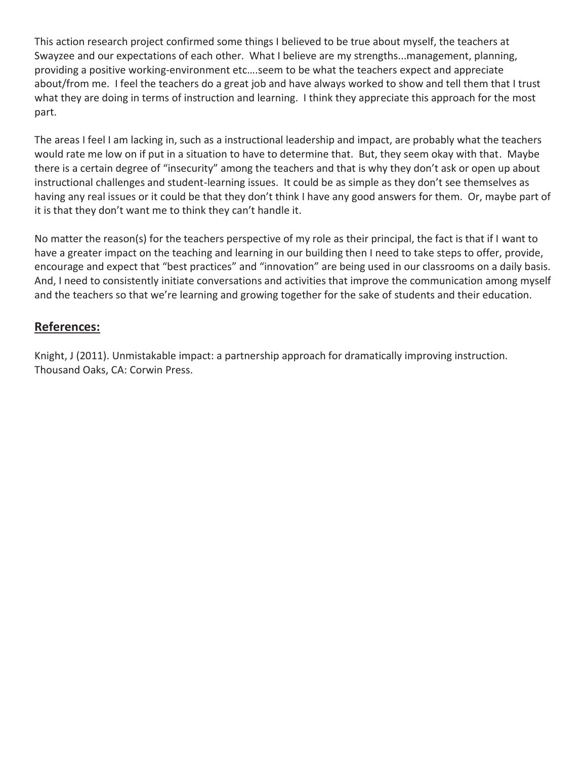This action research project confirmed some things I believed to be true about myself, the teachers at Swayzee and our expectations of each other. What I believe are my strengths...management, planning, providing a positive working-environment etc….seem to be what the teachers expect and appreciate about/from me. I feel the teachers do a great job and have always worked to show and tell them that I trust what they are doing in terms of instruction and learning. I think they appreciate this approach for the most part.

The areas I feel I am lacking in, such as a instructional leadership and impact, are probably what the teachers would rate me low on if put in a situation to have to determine that. But, they seem okay with that. Maybe there is a certain degree of "insecurity" among the teachers and that is why they don't ask or open up about instructional challenges and student-learning issues. It could be as simple as they don't see themselves as having any real issues or it could be that they don't think I have any good answers for them. Or, maybe part of it is that they don't want me to think they can't handle it.

No matter the reason(s) for the teachers perspective of my role as their principal, the fact is that if I want to have a greater impact on the teaching and learning in our building then I need to take steps to offer, provide, encourage and expect that "best practices" and "innovation" are being used in our classrooms on a daily basis. And, I need to consistently initiate conversations and activities that improve the communication among myself and the teachers so that we're learning and growing together for the sake of students and their education.

## References:

Knight, J (2011). Unmistakable impact: a partnership approach for dramatically improving instruction. Thousand Oaks, CA: Corwin Press.